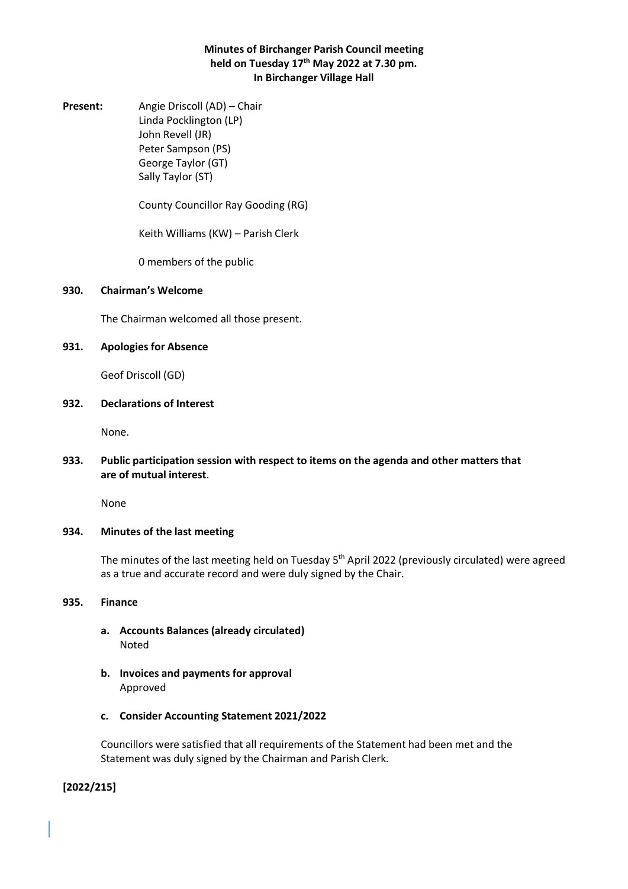**Minutes of Birchanger Parish Council meeting held on Tuesday 17th May 2022 at 7.30 pm. In Birchanger Village Hall**

**Present:** Angie Driscoll (AD) – Chair
Linda Pocklington (LP)
John Revell (JR)
Peter Sampson (PS)
George Taylor (GT)
Sally Taylor (ST)

County Councillor Ray Gooding (RG)

Keith Williams (KW) – Parish Clerk

0 members of the public

**930. Chairman's Welcome**

The Chairman welcomed all those present.

**931. Apologies for Absence**

Geof Driscoll (GD)

**932. Declarations of Interest**

None.

**933. Public participation session with respect to items on the agenda and other matters that are of mutual interest**.

None

**934. Minutes of the last meeting**

The minutes of the last meeting held on Tuesday 5th April 2022 (previously circulated) were agreed as a true and accurate record and were duly signed by the Chair.

**935. Finance**

**a. Accounts Balances (already circulated)**
Noted

**b. Invoices and payments for approval**
Approved

**c. Consider Accounting Statement 2021/2022**

Councillors were satisfied that all requirements of the Statement had been met and the Statement was duly signed by the Chairman and Parish Clerk.

**[2022/215]**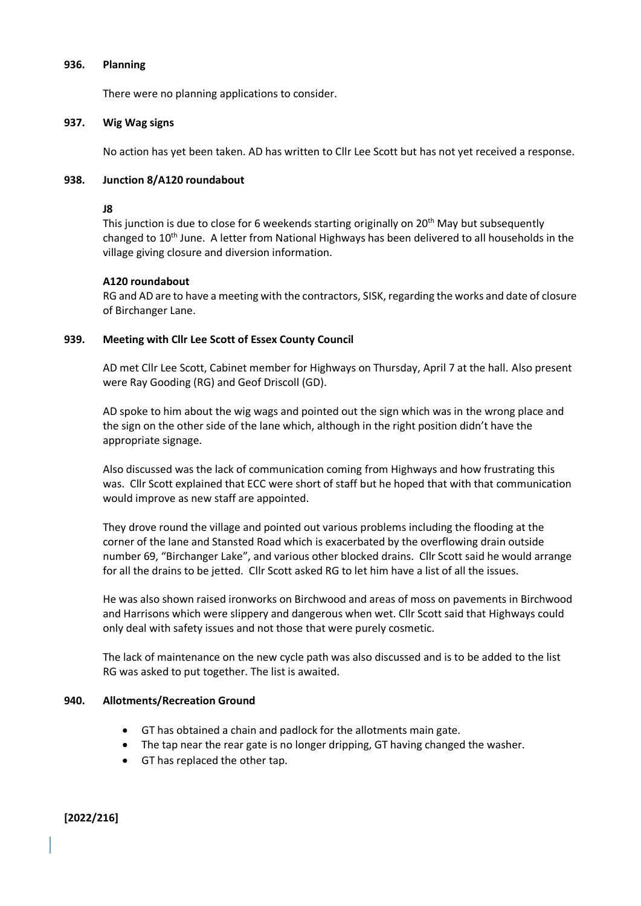**936. Planning**

There were no planning applications to consider.

**937. Wig Wag signs**

No action has yet been taken. AD has written to Cllr Lee Scott but has not yet received a response.

**938. Junction 8/A120 roundabout**

**J8**

This junction is due to close for 6 weekends starting originally on 20th May but subsequently changed to 10th June. A letter from National Highways has been delivered to all households in the village giving closure and diversion information.

**A120 roundabout**

RG and AD are to have a meeting with the contractors, SISK, regarding the works and date of closure of Birchanger Lane.

**939. Meeting with Cllr Lee Scott of Essex County Council**

AD met Cllr Lee Scott, Cabinet member for Highways on Thursday, April 7 at the hall. Also present were Ray Gooding (RG) and Geof Driscoll (GD).

AD spoke to him about the wig wags and pointed out the sign which was in the wrong place and the sign on the other side of the lane which, although in the right position didn't have the appropriate signage.

Also discussed was the lack of communication coming from Highways and how frustrating this was. Cllr Scott explained that ECC were short of staff but he hoped that with that communication would improve as new staff are appointed.

They drove round the village and pointed out various problems including the flooding at the corner of the lane and Stansted Road which is exacerbated by the overflowing drain outside number 69, "Birchanger Lake", and various other blocked drains. Cllr Scott said he would arrange for all the drains to be jetted. Cllr Scott asked RG to let him have a list of all the issues.

He was also shown raised ironworks on Birchwood and areas of moss on pavements in Birchwood and Harrisons which were slippery and dangerous when wet. Cllr Scott said that Highways could only deal with safety issues and not those that were purely cosmetic.

The lack of maintenance on the new cycle path was also discussed and is to be added to the list RG was asked to put together. The list is awaited.

**940. Allotments/Recreation Ground**

- GT has obtained a chain and padlock for the allotments main gate.
- The tap near the rear gate is no longer dripping, GT having changed the washer.
- GT has replaced the other tap.

**[2022/216]**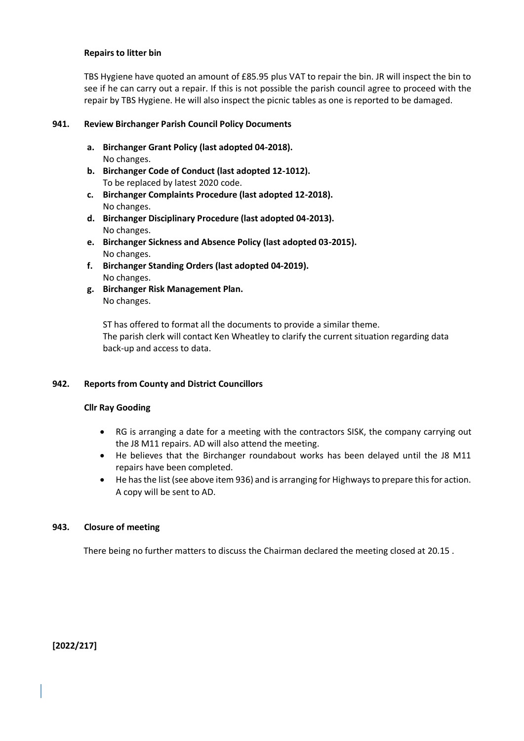**Repairs to litter bin**

TBS Hygiene have quoted an amount of £85.95 plus VAT to repair the bin. JR will inspect the bin to see if he can carry out a repair. If this is not possible the parish council agree to proceed with the repair by TBS Hygiene. He will also inspect the picnic tables as one is reported to be damaged.

**941. Review Birchanger Parish Council Policy Documents**

- **a. Birchanger Grant Policy (last adopted 04-2018).**
  No changes.
- **b. Birchanger Code of Conduct (last adopted 12-1012).**
  To be replaced by latest 2020 code.
- **c. Birchanger Complaints Procedure (last adopted 12-2018).**
  No changes.
- **d. Birchanger Disciplinary Procedure (last adopted 04-2013).**
  No changes.
- **e. Birchanger Sickness and Absence Policy (last adopted 03-2015).**
  No changes.
- **f. Birchanger Standing Orders (last adopted 04-2019).**
  No changes.
- **g. Birchanger Risk Management Plan.**
  No changes.

ST has offered to format all the documents to provide a similar theme.
The parish clerk will contact Ken Wheatley to clarify the current situation regarding data back-up and access to data.

**942. Reports from County and District Councillors**

**Cllr Ray Gooding**

- RG is arranging a date for a meeting with the contractors SISK, the company carrying out the J8 M11 repairs. AD will also attend the meeting.
- He believes that the Birchanger roundabout works has been delayed until the J8 M11 repairs have been completed.
- He has the list (see above item 936) and is arranging for Highways to prepare this for action. A copy will be sent to AD.

**943. Closure of meeting**

There being no further matters to discuss the Chairman declared the meeting closed at 20.15 .

**[2022/217]**